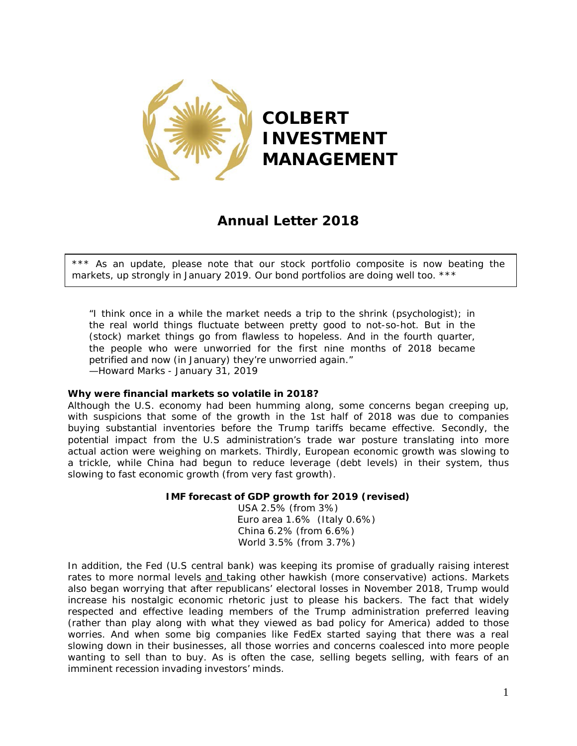# COLBERT INVESTMENT MANAGEMENT

## Annual Letter 2018

*** As an update, please note that our stock portfolio composite is now beating the markets, up strongly in January 2019. Our bond portfolios are doing well too. ***

> *"I think once in a while the market needs a trip to the shrink (psychologist); in the real world things fluctuate between pretty good to not-so-hot. But in the (stock) market things go from flawless to hopeless. And in the fourth quarter, the people who were unworried for the first nine months of 2018 became petrified and now (in January) they're unworried again."*
> *—Howard Marks - January 31, 2019*

**Why were financial markets so volatile in 2018?**

Although the U.S. economy had been humming along, some concerns began creeping up, with suspicions that some of the growth in the 1st half of 2018 was due to companies buying substantial inventories before the Trump tariffs became effective. Secondly, the potential impact from the U.S administration's trade war posture translating into more actual action were weighing on markets. Thirdly, European economic growth was slowing to a trickle, while China had begun to reduce leverage (debt levels) in their system, thus slowing to fast economic growth (from very fast growth).

**IMF forecast of GDP growth for 2019 (revised)**

USA 2.5% (from 3%)
Euro area 1.6% (Italy 0.6%)
China 6.2% (from 6.6%)
World 3.5% (from 3.7%)

In addition, the Fed (U.S central bank) was keeping its promise of gradually raising interest rates to more normal levels and taking other hawkish (more conservative) actions. Markets also began worrying that after republicans' electoral losses in November 2018, Trump would increase his nostalgic economic rhetoric just to please his backers. The fact that widely respected and effective leading members of the Trump administration preferred leaving (rather than play along with what they viewed as bad policy for America) added to those worries. And when some big companies like FedEx started saying that there was a real slowing down in their businesses, all those worries and concerns coalesced into more people wanting to sell than to buy. As is often the case, selling begets selling, with fears of an imminent recession invading investors' minds.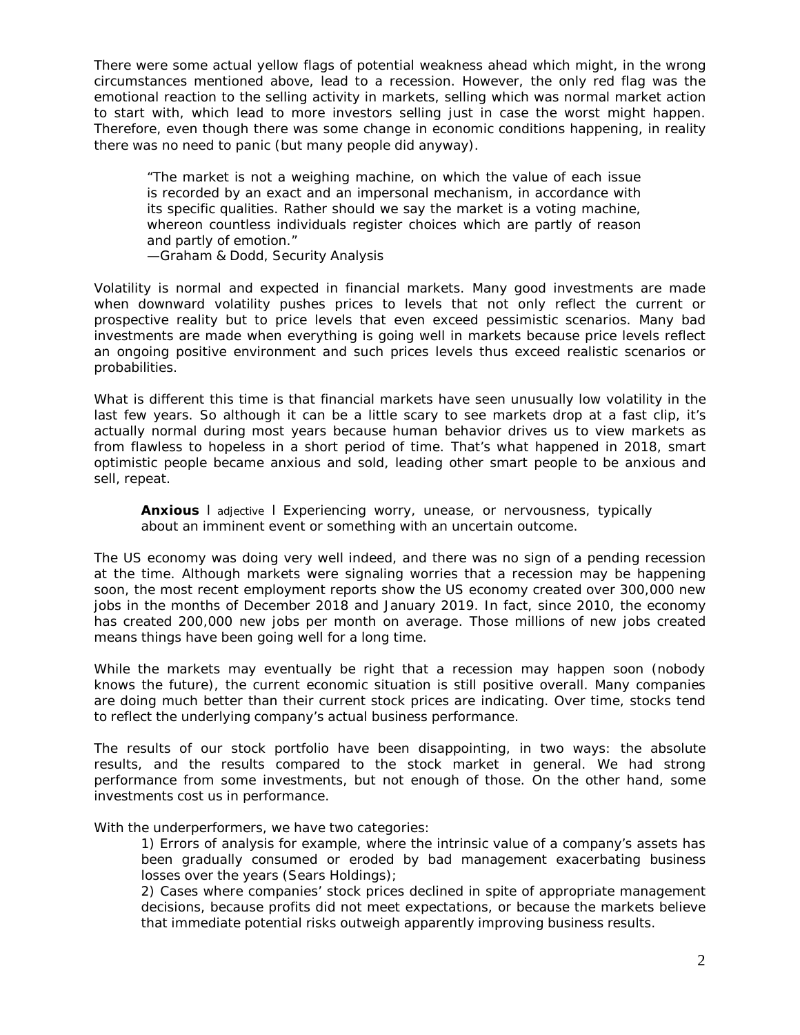There were some actual yellow flags of potential weakness ahead which might, in the wrong circumstances mentioned above, lead to a recession. However, the only red flag was the emotional reaction to the selling activity in markets, selling which was normal market action to start with, which lead to more investors selling just in case the worst might happen. Therefore, even though there was some change in economic conditions happening, in reality there was no need to panic (but many people did anyway).

> "The market is not a weighing machine, on which the value of each issue is recorded by an exact and an impersonal mechanism, in accordance with its specific qualities. Rather should we say the market is a voting machine, whereon countless individuals register choices which are partly of reason and partly of emotion."
> —Graham & Dodd, Security Analysis

Volatility is normal and expected in financial markets. Many good investments are made when downward volatility pushes prices to levels that not only reflect the current or prospective reality but to price levels that even exceed pessimistic scenarios. Many bad investments are made when everything is going well in markets because price levels reflect an ongoing positive environment and such prices levels thus exceed realistic scenarios or probabilities.

What is different this time is that financial markets have seen unusually low volatility in the last few years. So although it can be a little scary to see markets drop at a fast clip, it's actually normal during most years because human behavior drives us to view markets as from flawless to hopeless in a short period of time. That's what happened in 2018, smart optimistic people became anxious and sold, leading other smart people to be anxious and sell, repeat.

> **Anxious** I adjective I Experiencing worry, unease, or nervousness, typically about an imminent event or something with an uncertain outcome.

The US economy was doing very well indeed, and there was no sign of a pending recession at the time. Although markets were signaling worries that a recession may be happening soon, the most recent employment reports show the US economy created over 300,000 new jobs in the months of December 2018 and January 2019. In fact, since 2010, the economy has created 200,000 new jobs per month on average. Those millions of new jobs created means things have been going well for a long time.

While the markets may eventually be right that a recession may happen soon (nobody knows the future), the current economic situation is still positive overall. Many companies are doing much better than their current stock prices are indicating. Over time, stocks tend to reflect the underlying company's actual business performance.

The results of our stock portfolio have been disappointing, in two ways: the absolute results, and the results compared to the stock market in general. We had strong performance from some investments, but not enough of those. On the other hand, some investments cost us in performance.

With the underperformers, we have two categories:

1) Errors of analysis for example, where the intrinsic value of a company's assets has been gradually consumed or eroded by bad management exacerbating business losses over the years (Sears Holdings);

2) Cases where companies' stock prices declined in spite of appropriate management decisions, because profits did not meet expectations, or because the markets believe that immediate potential risks outweigh apparently improving business results.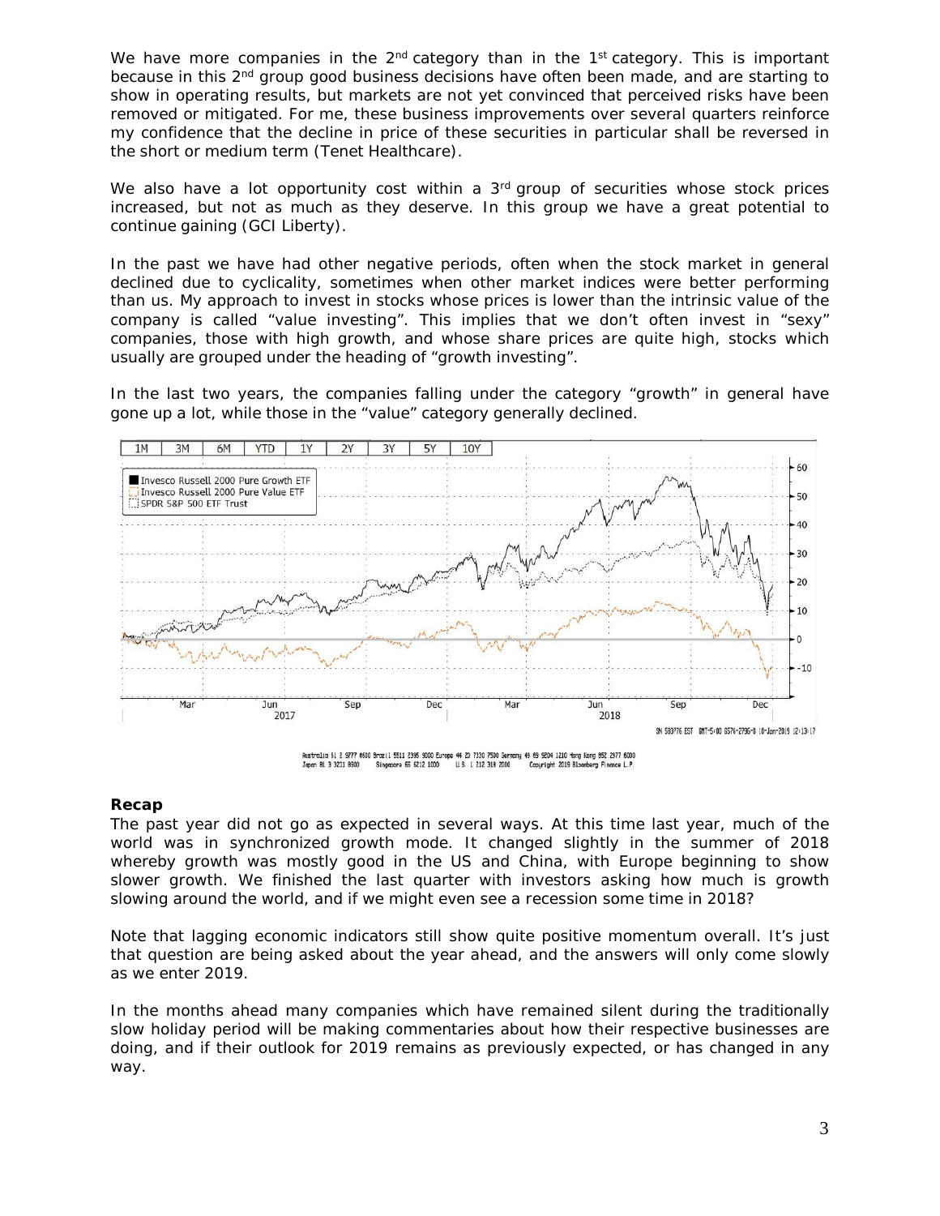We have more companies in the 2nd category than in the 1st category. This is important because in this 2nd group good business decisions have often been made, and are starting to show in operating results, but markets are not yet convinced that perceived risks have been removed or mitigated. For me, these business improvements over several quarters reinforce my confidence that the decline in price of these securities in particular shall be reversed in the short or medium term (Tenet Healthcare).

We also have a lot opportunity cost within a 3rd group of securities whose stock prices increased, but not as much as they deserve. In this group we have a great potential to continue gaining (GCI Liberty).

In the past we have had other negative periods, often when the stock market in general declined due to cyclicality, sometimes when other market indices were better performing than us. My approach to invest in stocks whose prices is lower than the intrinsic value of the company is called "value investing". This implies that we don't often invest in "sexy" companies, those with high growth, and whose share prices are quite high, stocks which usually are grouped under the heading of "growth investing".

In the last two years, the companies falling under the category "growth" in general have gone up a lot, while those in the "value" category generally declined.

**Recap**

The past year did not go as expected in several ways. At this time last year, much of the world was in synchronized growth mode. It changed slightly in the summer of 2018 whereby growth was mostly good in the US and China, with Europe beginning to show slower growth. We finished the last quarter with investors asking how much is growth slowing around the world, and if we might even see a recession some time in 2018?

Note that lagging economic indicators still show quite positive momentum overall. It's just that question are being asked about the year ahead, and the answers will only come slowly as we enter 2019.

In the months ahead many companies which have remained silent during the traditionally slow holiday period will be making commentaries about how their respective businesses are doing, and if their outlook for 2019 remains as previously expected, or has changed in any way.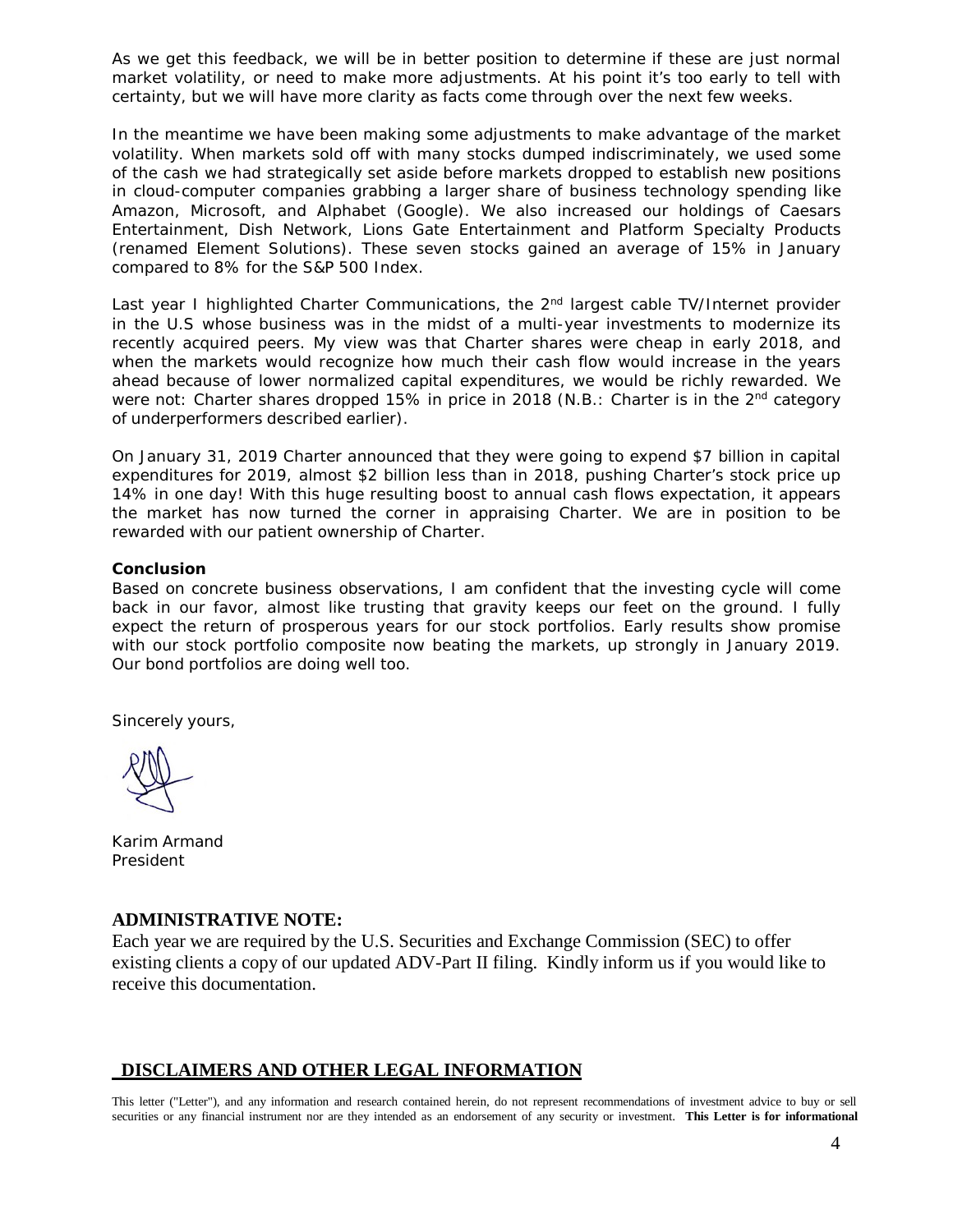As we get this feedback, we will be in better position to determine if these are just normal market volatility, or need to make more adjustments. At his point it's too early to tell with certainty, but we will have more clarity as facts come through over the next few weeks.

In the meantime we have been making some adjustments to make advantage of the market volatility. When markets sold off with many stocks dumped indiscriminately, we used some of the cash we had strategically set aside before markets dropped to establish new positions in cloud-computer companies grabbing a larger share of business technology spending like Amazon, Microsoft, and Alphabet (Google). We also increased our holdings of Caesars Entertainment, Dish Network, Lions Gate Entertainment and Platform Specialty Products (renamed Element Solutions). These seven stocks gained an average of 15% in January compared to 8% for the S&P 500 Index.

Last year I highlighted Charter Communications, the 2nd largest cable TV/Internet provider in the U.S whose business was in the midst of a multi-year investments to modernize its recently acquired peers. My view was that Charter shares were cheap in early 2018, and when the markets would recognize how much their cash flow would increase in the years ahead because of lower normalized capital expenditures, we would be richly rewarded. We were not: Charter shares dropped 15% in price in 2018 (N.B.: Charter is in the 2nd category of underperformers described earlier).

On January 31, 2019 Charter announced that they were going to expend $7 billion in capital expenditures for 2019, almost $2 billion less than in 2018, pushing Charter's stock price up 14% in one day! With this huge resulting boost to annual cash flows expectation, it appears the market has now turned the corner in appraising Charter. We are in position to be rewarded with our patient ownership of Charter.

**Conclusion**

Based on concrete business observations, I am confident that the investing cycle will come back in our favor, almost like trusting that gravity keeps our feet on the ground. I fully expect the return of prosperous years for our stock portfolios. Early results show promise with our stock portfolio composite now beating the markets, up strongly in January 2019. Our bond portfolios are doing well too.

Sincerely yours,

Karim Armand
President

**ADMINISTRATIVE NOTE:**

Each year we are required by the U.S. Securities and Exchange Commission (SEC) to offer existing clients a copy of our updated ADV-Part II filing. Kindly inform us if you would like to receive this documentation.

## DISCLAIMERS AND OTHER LEGAL INFORMATION

This letter ("Letter"), and any information and research contained herein, do not represent recommendations of investment advice to buy or sell securities or any financial instrument nor are they intended as an endorsement of any security or investment. **This Letter is for informational**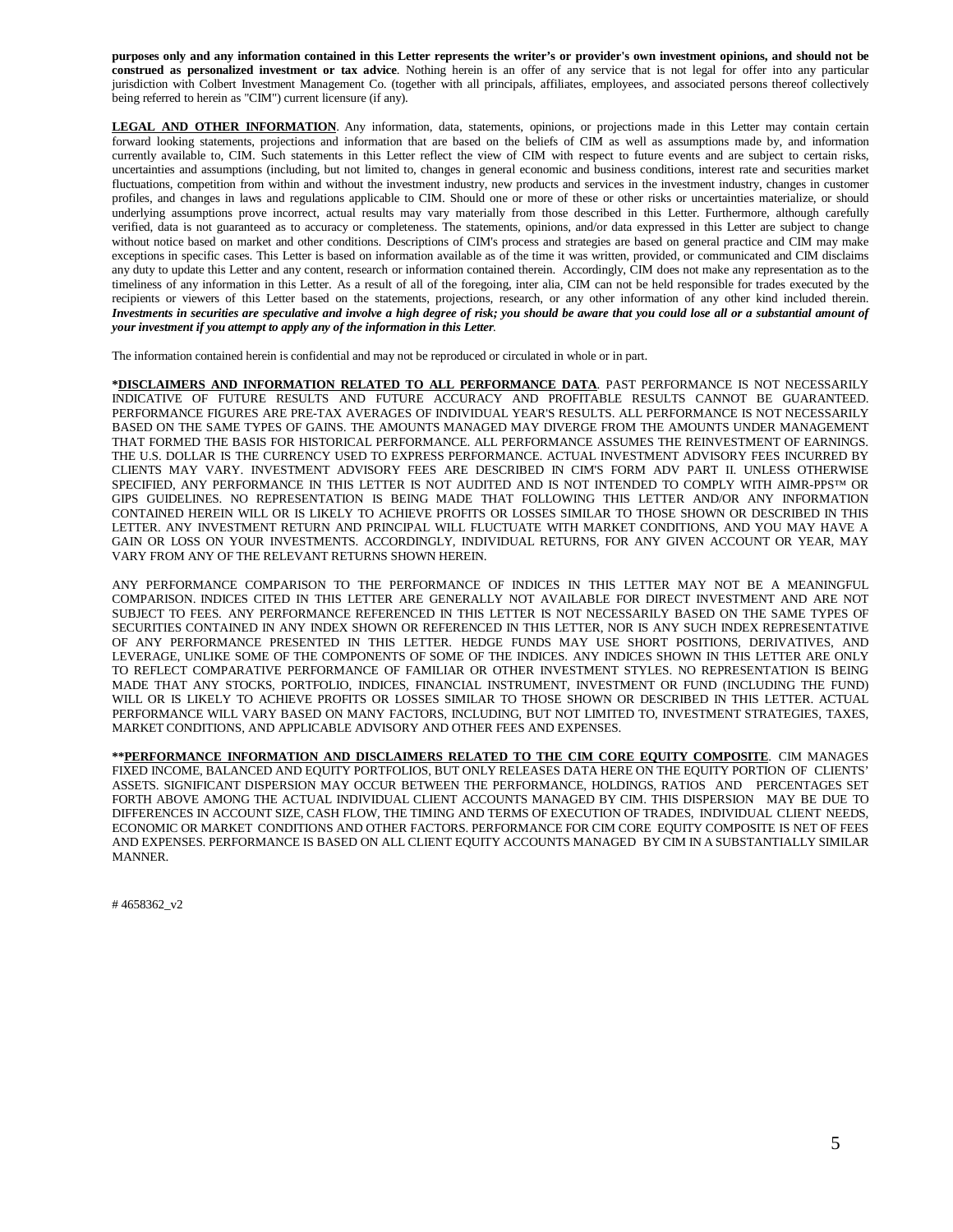**purposes only and any information contained in this Letter represents the writer's or provider's own investment opinions, and should not be construed as personalized investment or tax advice**. Nothing herein is an offer of any service that is not legal for offer into any particular jurisdiction with Colbert Investment Management Co. (together with all principals, affiliates, employees, and associated persons thereof collectively being referred to herein as "CIM") current licensure (if any).

**LEGAL AND OTHER INFORMATION**. Any information, data, statements, opinions, or projections made in this Letter may contain certain forward looking statements, projections and information that are based on the beliefs of CIM as well as assumptions made by, and information currently available to, CIM. Such statements in this Letter reflect the view of CIM with respect to future events and are subject to certain risks, uncertainties and assumptions (including, but not limited to, changes in general economic and business conditions, interest rate and securities market fluctuations, competition from within and without the investment industry, new products and services in the investment industry, changes in customer profiles, and changes in laws and regulations applicable to CIM. Should one or more of these or other risks or uncertainties materialize, or should underlying assumptions prove incorrect, actual results may vary materially from those described in this Letter. Furthermore, although carefully verified, data is not guaranteed as to accuracy or completeness. The statements, opinions, and/or data expressed in this Letter are subject to change without notice based on market and other conditions. Descriptions of CIM's process and strategies are based on general practice and CIM may make exceptions in specific cases. This Letter is based on information available as of the time it was written, provided, or communicated and CIM disclaims any duty to update this Letter and any content, research or information contained therein. Accordingly, CIM does not make any representation as to the timeliness of any information in this Letter. As a result of all of the foregoing, inter alia, CIM can not be held responsible for trades executed by the recipients or viewers of this Letter based on the statements, projections, research, or any other information of any other kind included therein. ***Investments in securities are speculative and involve a high degree of risk; you should be aware that you could lose all or a substantial amount of your investment if you attempt to apply any of the information in this Letter.***

The information contained herein is confidential and may not be reproduced or circulated in whole or in part.

**\*DISCLAIMERS AND INFORMATION RELATED TO ALL PERFORMANCE DATA**. PAST PERFORMANCE IS NOT NECESSARILY INDICATIVE OF FUTURE RESULTS AND FUTURE ACCURACY AND PROFITABLE RESULTS CANNOT BE GUARANTEED. PERFORMANCE FIGURES ARE PRE-TAX AVERAGES OF INDIVIDUAL YEAR'S RESULTS. ALL PERFORMANCE IS NOT NECESSARILY BASED ON THE SAME TYPES OF GAINS. THE AMOUNTS MANAGED MAY DIVERGE FROM THE AMOUNTS UNDER MANAGEMENT THAT FORMED THE BASIS FOR HISTORICAL PERFORMANCE. ALL PERFORMANCE ASSUMES THE REINVESTMENT OF EARNINGS. THE U.S. DOLLAR IS THE CURRENCY USED TO EXPRESS PERFORMANCE. ACTUAL INVESTMENT ADVISORY FEES INCURRED BY CLIENTS MAY VARY. INVESTMENT ADVISORY FEES ARE DESCRIBED IN CIM'S FORM ADV PART II. UNLESS OTHERWISE SPECIFIED, ANY PERFORMANCE IN THIS LETTER IS NOT AUDITED AND IS NOT INTENDED TO COMPLY WITH AIMR-PPS™ OR GIPS GUIDELINES. NO REPRESENTATION IS BEING MADE THAT FOLLOWING THIS LETTER AND/OR ANY INFORMATION CONTAINED HEREIN WILL OR IS LIKELY TO ACHIEVE PROFITS OR LOSSES SIMILAR TO THOSE SHOWN OR DESCRIBED IN THIS LETTER. ANY INVESTMENT RETURN AND PRINCIPAL WILL FLUCTUATE WITH MARKET CONDITIONS, AND YOU MAY HAVE A GAIN OR LOSS ON YOUR INVESTMENTS. ACCORDINGLY, INDIVIDUAL RETURNS, FOR ANY GIVEN ACCOUNT OR YEAR, MAY VARY FROM ANY OF THE RELEVANT RETURNS SHOWN HEREIN.

ANY PERFORMANCE COMPARISON TO THE PERFORMANCE OF INDICES IN THIS LETTER MAY NOT BE A MEANINGFUL COMPARISON. INDICES CITED IN THIS LETTER ARE GENERALLY NOT AVAILABLE FOR DIRECT INVESTMENT AND ARE NOT SUBJECT TO FEES. ANY PERFORMANCE REFERENCED IN THIS LETTER IS NOT NECESSARILY BASED ON THE SAME TYPES OF SECURITIES CONTAINED IN ANY INDEX SHOWN OR REFERENCED IN THIS LETTER, NOR IS ANY SUCH INDEX REPRESENTATIVE OF ANY PERFORMANCE PRESENTED IN THIS LETTER. HEDGE FUNDS MAY USE SHORT POSITIONS, DERIVATIVES, AND LEVERAGE, UNLIKE SOME OF THE COMPONENTS OF SOME OF THE INDICES. ANY INDICES SHOWN IN THIS LETTER ARE ONLY TO REFLECT COMPARATIVE PERFORMANCE OF FAMILIAR OR OTHER INVESTMENT STYLES. NO REPRESENTATION IS BEING MADE THAT ANY STOCKS, PORTFOLIO, INDICES, FINANCIAL INSTRUMENT, INVESTMENT OR FUND (INCLUDING THE FUND) WILL OR IS LIKELY TO ACHIEVE PROFITS OR LOSSES SIMILAR TO THOSE SHOWN OR DESCRIBED IN THIS LETTER. ACTUAL PERFORMANCE WILL VARY BASED ON MANY FACTORS, INCLUDING, BUT NOT LIMITED TO, INVESTMENT STRATEGIES, TAXES, MARKET CONDITIONS, AND APPLICABLE ADVISORY AND OTHER FEES AND EXPENSES.

**\*\*PERFORMANCE INFORMATION AND DISCLAIMERS RELATED TO THE CIM CORE EQUITY COMPOSITE**. CIM MANAGES FIXED INCOME, BALANCED AND EQUITY PORTFOLIOS, BUT ONLY RELEASES DATA HERE ON THE EQUITY PORTION OF CLIENTS' ASSETS. SIGNIFICANT DISPERSION MAY OCCUR BETWEEN THE PERFORMANCE, HOLDINGS, RATIOS AND PERCENTAGES SET FORTH ABOVE AMONG THE ACTUAL INDIVIDUAL CLIENT ACCOUNTS MANAGED BY CIM. THIS DISPERSION MAY BE DUE TO DIFFERENCES IN ACCOUNT SIZE, CASH FLOW, THE TIMING AND TERMS OF EXECUTION OF TRADES, INDIVIDUAL CLIENT NEEDS, ECONOMIC OR MARKET CONDITIONS AND OTHER FACTORS. PERFORMANCE FOR CIM CORE EQUITY COMPOSITE IS NET OF FEES AND EXPENSES. PERFORMANCE IS BASED ON ALL CLIENT EQUITY ACCOUNTS MANAGED BY CIM IN A SUBSTANTIALLY SIMILAR MANNER.

# 4658362_v2